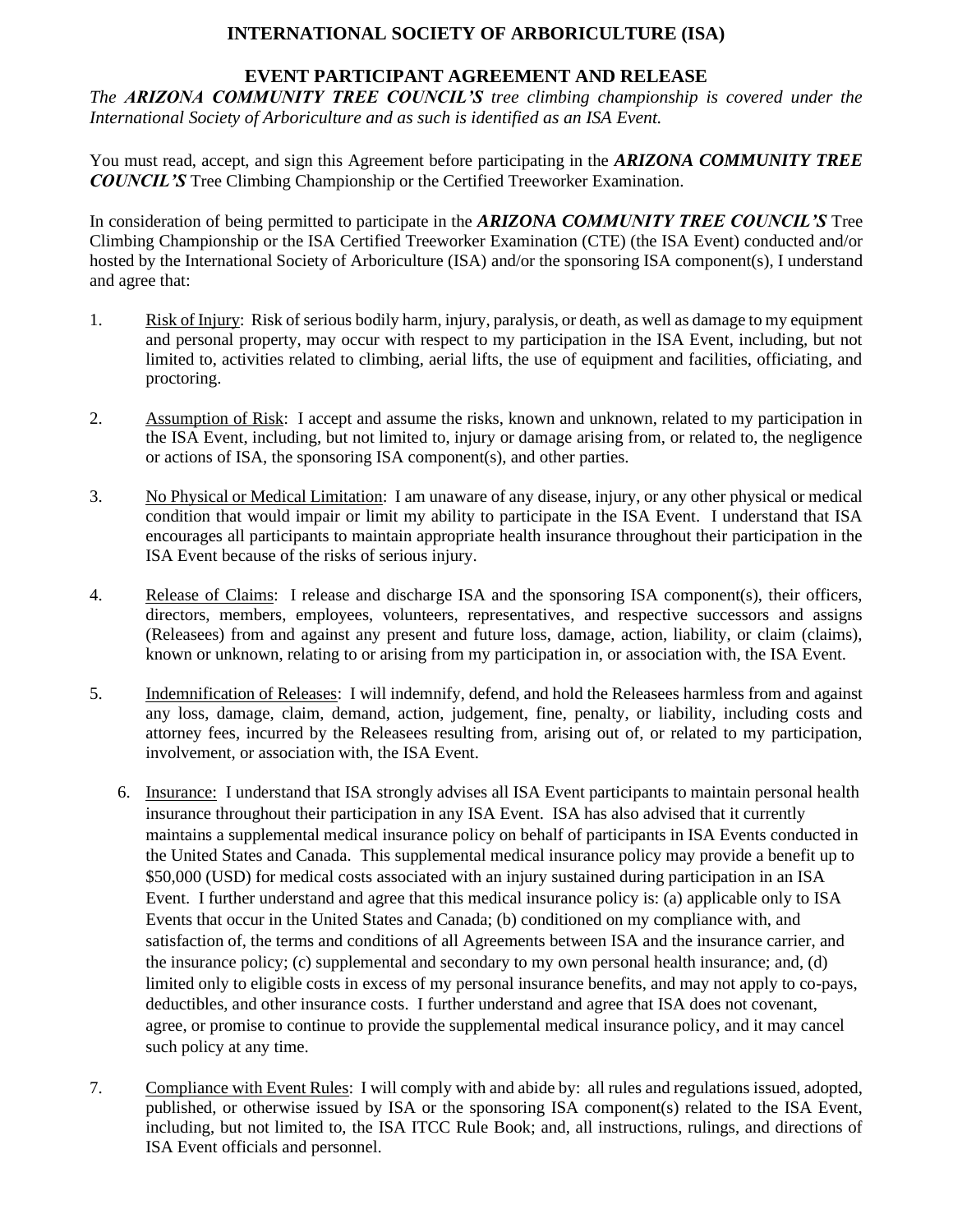## INTERNATIONAL SOCIETY OF ARBORICULTURE (ISA)

## EVENT PARTICIPANT AGREEMENT AND RELEASE

*The **ARIZONA COMMUNITY TREE COUNCIL'S** tree climbing championship is covered under the International Society of Arboriculture and as such is identified as an ISA Event.*

You must read, accept, and sign this Agreement before participating in the ***ARIZONA COMMUNITY TREE COUNCIL'S*** Tree Climbing Championship or the Certified Treeworker Examination.

In consideration of being permitted to participate in the ***ARIZONA COMMUNITY TREE COUNCIL'S*** Tree Climbing Championship or the ISA Certified Treeworker Examination (CTE) (the ISA Event) conducted and/or hosted by the International Society of Arboriculture (ISA) and/or the sponsoring ISA component(s), I understand and agree that:

1. Risk of Injury: Risk of serious bodily harm, injury, paralysis, or death, as well as damage to my equipment and personal property, may occur with respect to my participation in the ISA Event, including, but not limited to, activities related to climbing, aerial lifts, the use of equipment and facilities, officiating, and proctoring.

2. Assumption of Risk: I accept and assume the risks, known and unknown, related to my participation in the ISA Event, including, but not limited to, injury or damage arising from, or related to, the negligence or actions of ISA, the sponsoring ISA component(s), and other parties.

3. No Physical or Medical Limitation: I am unaware of any disease, injury, or any other physical or medical condition that would impair or limit my ability to participate in the ISA Event. I understand that ISA encourages all participants to maintain appropriate health insurance throughout their participation in the ISA Event because of the risks of serious injury.

4. Release of Claims: I release and discharge ISA and the sponsoring ISA component(s), their officers, directors, members, employees, volunteers, representatives, and respective successors and assigns (Releasees) from and against any present and future loss, damage, action, liability, or claim (claims), known or unknown, relating to or arising from my participation in, or association with, the ISA Event.

5. Indemnification of Releases: I will indemnify, defend, and hold the Releasees harmless from and against any loss, damage, claim, demand, action, judgement, fine, penalty, or liability, including costs and attorney fees, incurred by the Releasees resulting from, arising out of, or related to my participation, involvement, or association with, the ISA Event.

6. Insurance: I understand that ISA strongly advises all ISA Event participants to maintain personal health insurance throughout their participation in any ISA Event. ISA has also advised that it currently maintains a supplemental medical insurance policy on behalf of participants in ISA Events conducted in the United States and Canada. This supplemental medical insurance policy may provide a benefit up to $50,000 (USD) for medical costs associated with an injury sustained during participation in an ISA Event. I further understand and agree that this medical insurance policy is: (a) applicable only to ISA Events that occur in the United States and Canada; (b) conditioned on my compliance with, and satisfaction of, the terms and conditions of all Agreements between ISA and the insurance carrier, and the insurance policy; (c) supplemental and secondary to my own personal health insurance; and, (d) limited only to eligible costs in excess of my personal insurance benefits, and may not apply to co-pays, deductibles, and other insurance costs. I further understand and agree that ISA does not covenant, agree, or promise to continue to provide the supplemental medical insurance policy, and it may cancel such policy at any time.

7. Compliance with Event Rules: I will comply with and abide by: all rules and regulations issued, adopted, published, or otherwise issued by ISA or the sponsoring ISA component(s) related to the ISA Event, including, but not limited to, the ISA ITCC Rule Book; and, all instructions, rulings, and directions of ISA Event officials and personnel.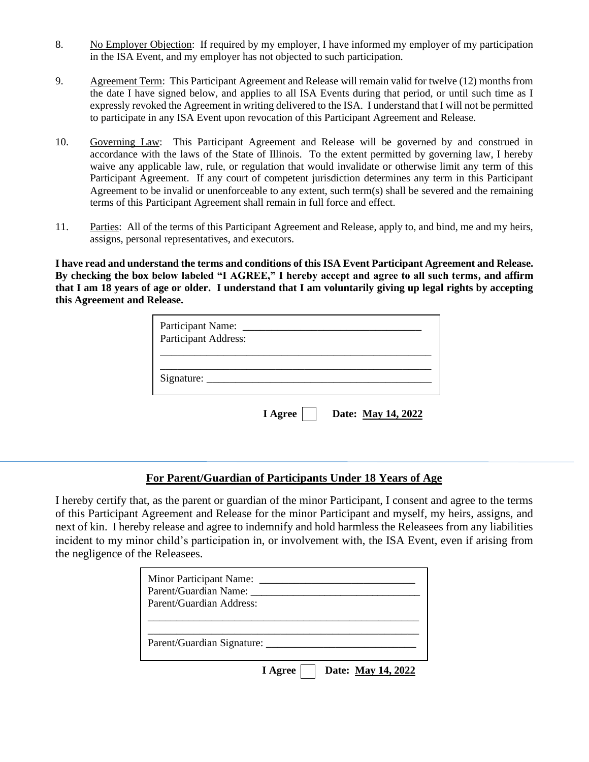8. No Employer Objection: If required by my employer, I have informed my employer of my participation in the ISA Event, and my employer has not objected to such participation.

9. Agreement Term: This Participant Agreement and Release will remain valid for twelve (12) months from the date I have signed below, and applies to all ISA Events during that period, or until such time as I expressly revoked the Agreement in writing delivered to the ISA. I understand that I will not be permitted to participate in any ISA Event upon revocation of this Participant Agreement and Release.

10. Governing Law: This Participant Agreement and Release will be governed by and construed in accordance with the laws of the State of Illinois. To the extent permitted by governing law, I hereby waive any applicable law, rule, or regulation that would invalidate or otherwise limit any term of this Participant Agreement. If any court of competent jurisdiction determines any term in this Participant Agreement to be invalid or unenforceable to any extent, such term(s) shall be severed and the remaining terms of this Participant Agreement shall remain in full force and effect.

11. Parties: All of the terms of this Participant Agreement and Release, apply to, and bind, me and my heirs, assigns, personal representatives, and executors.

**I have read and understand the terms and conditions of this ISA Event Participant Agreement and Release. By checking the box below labeled "I AGREE," I hereby accept and agree to all such terms, and affirm that I am 18 years of age or older. I understand that I am voluntarily giving up legal rights by accepting this Agreement and Release.**

Participant Name: ___________________________________
Participant Address:

_____________________________________________________

_____________________________________________________

Signature: ___________________________________________

**I Agree** ☐ **Date: May 14, 2022**

## For Parent/Guardian of Participants Under 18 Years of Age

I hereby certify that, as the parent or guardian of the minor Participant, I consent and agree to the terms of this Participant Agreement and Release for the minor Participant and myself, my heirs, assigns, and next of kin. I hereby release and agree to indemnify and hold harmless the Releasees from any liabilities incident to my minor child's participation in, or involvement with, the ISA Event, even if arising from the negligence of the Releasees.

Minor Participant Name: ______________________________
Parent/Guardian Name: ________________________________
Parent/Guardian Address:

_____________________________________________________

_____________________________________________________

Parent/Guardian Signature: ____________________________

**I Agree** ☐ **Date: May 14, 2022**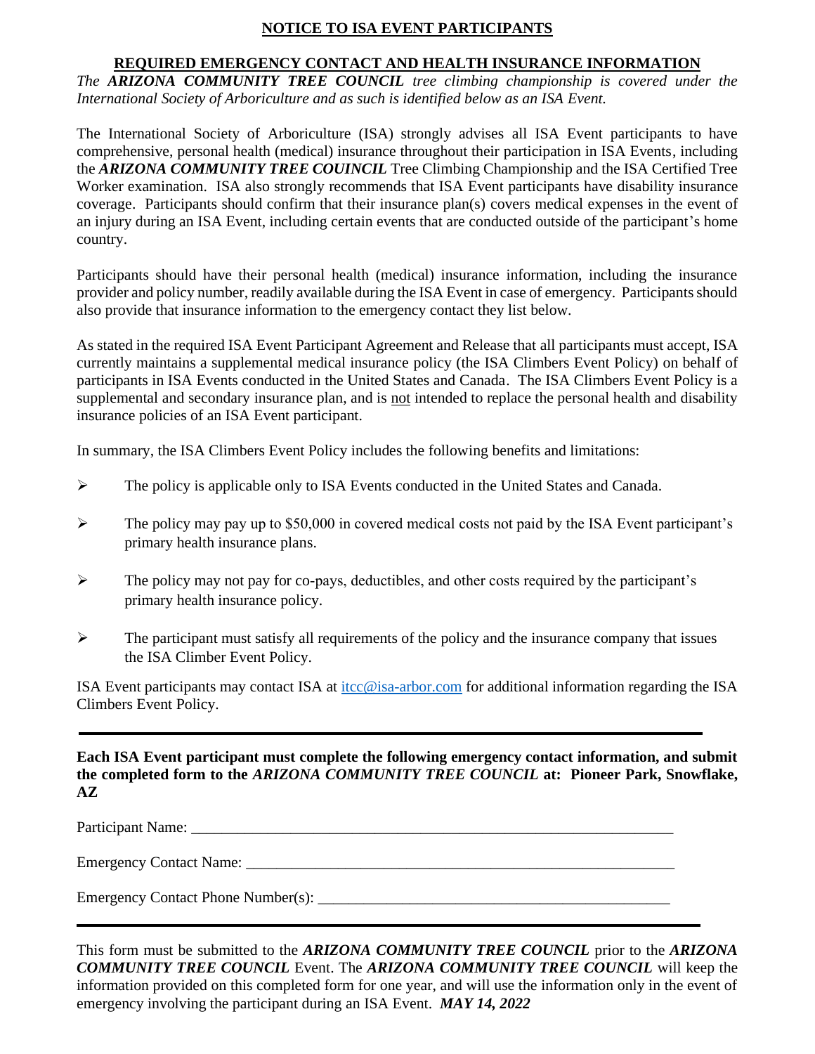**NOTICE TO ISA EVENT PARTICIPANTS**

**REQUIRED EMERGENCY CONTACT AND HEALTH INSURANCE INFORMATION**

*The **ARIZONA COMMUNITY TREE COUNCIL** tree climbing championship is covered under the International Society of Arboriculture and as such is identified below as an ISA Event.*

The International Society of Arboriculture (ISA) strongly advises all ISA Event participants to have comprehensive, personal health (medical) insurance throughout their participation in ISA Events, including the ***ARIZONA COMMUNITY TREE COUINCIL*** Tree Climbing Championship and the ISA Certified Tree Worker examination. ISA also strongly recommends that ISA Event participants have disability insurance coverage. Participants should confirm that their insurance plan(s) covers medical expenses in the event of an injury during an ISA Event, including certain events that are conducted outside of the participant's home country.

Participants should have their personal health (medical) insurance information, including the insurance provider and policy number, readily available during the ISA Event in case of emergency. Participants should also provide that insurance information to the emergency contact they list below.

As stated in the required ISA Event Participant Agreement and Release that all participants must accept, ISA currently maintains a supplemental medical insurance policy (the ISA Climbers Event Policy) on behalf of participants in ISA Events conducted in the United States and Canada. The ISA Climbers Event Policy is a supplemental and secondary insurance plan, and is <u>not</u> intended to replace the personal health and disability insurance policies of an ISA Event participant.

In summary, the ISA Climbers Event Policy includes the following benefits and limitations:

- The policy is applicable only to ISA Events conducted in the United States and Canada.
- The policy may pay up to $50,000 in covered medical costs not paid by the ISA Event participant's primary health insurance plans.
- The policy may not pay for co-pays, deductibles, and other costs required by the participant's primary health insurance policy.
- The participant must satisfy all requirements of the policy and the insurance company that issues the ISA Climber Event Policy.

ISA Event participants may contact ISA at itcc@isa-arbor.com for additional information regarding the ISA Climbers Event Policy.

---

**Each ISA Event participant must complete the following emergency contact information, and submit the completed form to the *ARIZONA COMMUNITY TREE COUNCIL* at: Pioneer Park, Snowflake, AZ**

Participant Name: ________________________________________________________________

Emergency Contact Name: __________________________________________________________

Emergency Contact Phone Number(s): _______________________________________________

---

This form must be submitted to the ***ARIZONA COMMUNITY TREE COUNCIL*** prior to the ***ARIZONA COMMUNITY TREE COUNCIL*** Event. The ***ARIZONA COMMUNITY TREE COUNCIL*** will keep the information provided on this completed form for one year, and will use the information only in the event of emergency involving the participant during an ISA Event. ***MAY 14, 2022***